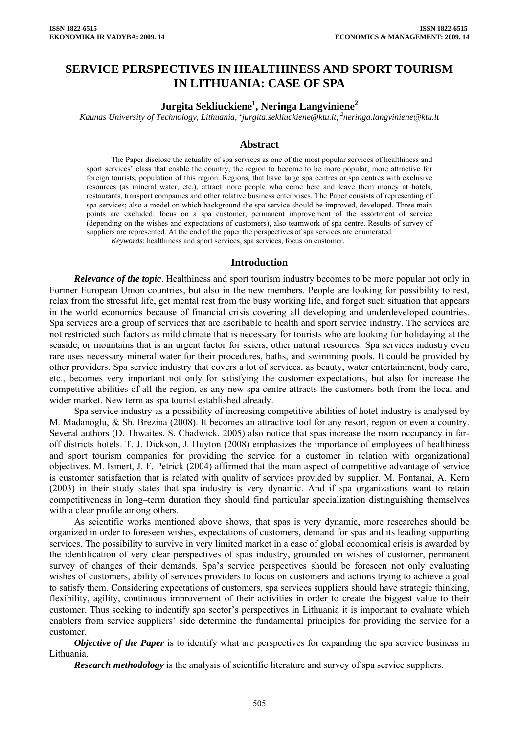# SERVICE PERSPECTIVES IN HEALTHINESS AND SPORT TOURISM IN LITHUANIA: CASE OF SPA

**Jurgita Sekliuckiene[1], Neringa Langviniene[2]**

*Kaunas University of Technology, Lithuania, [1]jurgita.sekliuckiene@ktu.lt, [2]neringa.langviniene@ktu.lt*

## Abstract

The Paper disclose the actuality of spa services as one of the most popular services of healthiness and sport services' class that enable the country, the region to become to be more popular, more attractive for foreign tourists, population of this region. Regions, that have large spa centres or spa centres with exclusive resources (as mineral water, etc.), attract more people who come here and leave them money at hotels, restaurants, transport companies and other relative business enterprises. The Paper consists of representing of spa services; also a model on which background the spa service should be improved, developed. Three main points are excluded: focus on a spa customer, permanent improvement of the assortment of service (depending on the wishes and expectations of customers), also teamwork of spa centre. Results of survey of suppliers are represented. At the end of the paper the perspectives of spa services are enumerated.

*Keywords*: healthiness and sport services, spa services, focus on customer.

## Introduction

***Relevance of the topic***. Healthiness and sport tourism industry becomes to be more popular not only in Former European Union countries, but also in the new members. People are looking for possibility to rest, relax from the stressful life, get mental rest from the busy working life, and forget such situation that appears in the world economics because of financial crisis covering all developing and underdeveloped countries. Spa services are a group of services that are ascribable to health and sport service industry. The services are not restricted such factors as mild climate that is necessary for tourists who are looking for holidaying at the seaside, or mountains that is an urgent factor for skiers, other natural resources. Spa services industry even rare uses necessary mineral water for their procedures, baths, and swimming pools. It could be provided by other providers. Spa service industry that covers a lot of services, as beauty, water entertainment, body care, etc., becomes very important not only for satisfying the customer expectations, but also for increase the competitive abilities of all the region, as any new spa centre attracts the customers both from the local and wider market. New term as spa tourist established already.

Spa service industry as a possibility of increasing competitive abilities of hotel industry is analysed by M. Madanoglu, & Sh. Brezina (2008). It becomes an attractive tool for any resort, region or even a country. Several authors (D. Thwaites, S. Chadwick, 2005) also notice that spas increase the room occupancy in far-off districts hotels. T. J. Dickson, J. Huyton (2008) emphasizes the importance of employees of healthiness and sport tourism companies for providing the service for a customer in relation with organizational objectives. M. Ismert, J. F. Petrick (2004) affirmed that the main aspect of competitive advantage of service is customer satisfaction that is related with quality of services provided by supplier. M. Fontanai, A. Kern (2003) in their study states that spa industry is very dynamic. And if spa organizations want to retain competitiveness in long–term duration they should find particular specialization distinguishing themselves with a clear profile among others.

As scientific works mentioned above shows, that spas is very dynamic, more researches should be organized in order to foreseen wishes, expectations of customers, demand for spas and its leading supporting services. The possibility to survive in very limited market in a case of global economical crisis is awarded by the identification of very clear perspectives of spas industry, grounded on wishes of customer, permanent survey of changes of their demands. Spa's service perspectives should be foreseen not only evaluating wishes of customers, ability of services providers to focus on customers and actions trying to achieve a goal to satisfy them. Considering expectations of customers, spa services suppliers should have strategic thinking, flexibility, agility, continuous improvement of their activities in order to create the biggest value to their customer. Thus seeking to indentify spa sector's perspectives in Lithuania it is important to evaluate which enablers from service suppliers' side determine the fundamental principles for providing the service for a customer.

***Objective of the Paper*** is to identify what are perspectives for expanding the spa service business in Lithuania.

***Research methodology*** is the analysis of scientific literature and survey of spa service suppliers.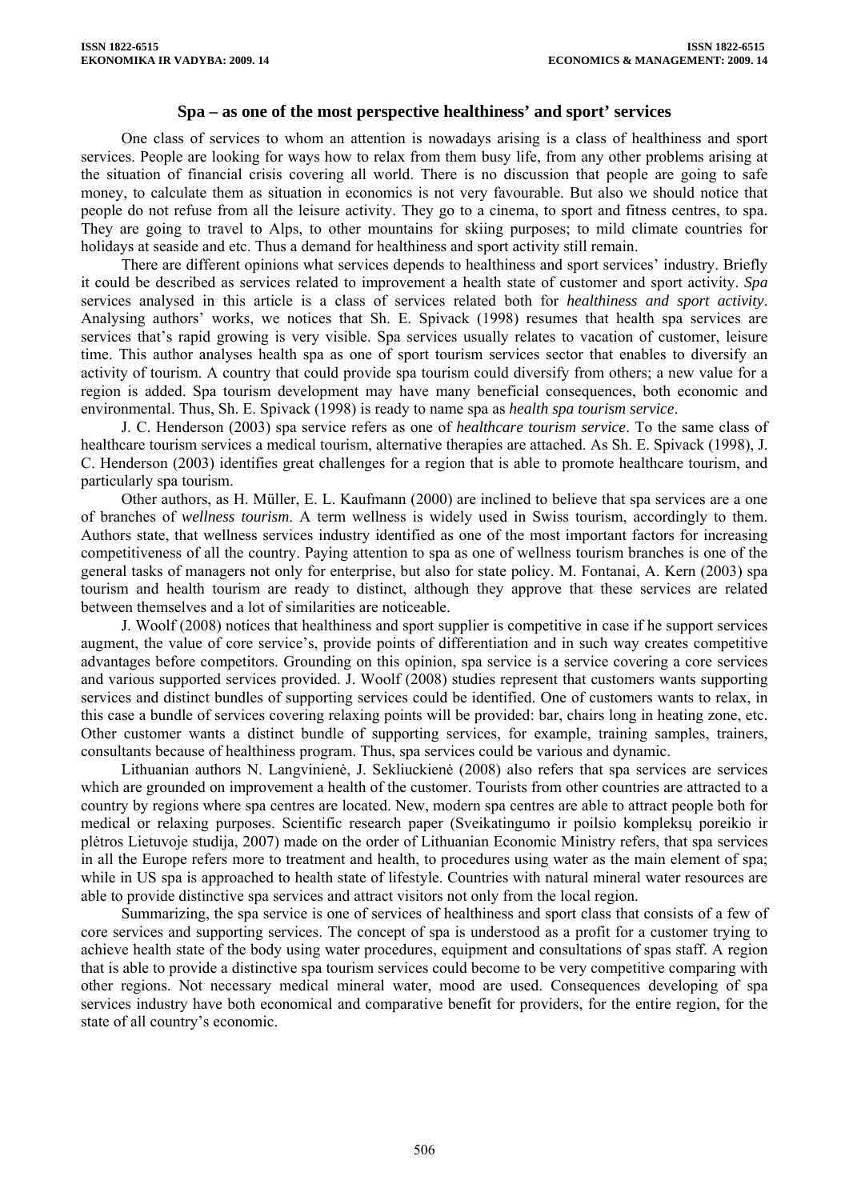## Spa – as one of the most perspective healthiness' and sport' services

One class of services to whom an attention is nowadays arising is a class of healthiness and sport services. People are looking for ways how to relax from them busy life, from any other problems arising at the situation of financial crisis covering all world. There is no discussion that people are going to safe money, to calculate them as situation in economics is not very favourable. But also we should notice that people do not refuse from all the leisure activity. They go to a cinema, to sport and fitness centres, to spa. They are going to travel to Alps, to other mountains for skiing purposes; to mild climate countries for holidays at seaside and etc. Thus a demand for healthiness and sport activity still remain.

There are different opinions what services depends to healthiness and sport services' industry. Briefly it could be described as services related to improvement a health state of customer and sport activity. *Spa* services analysed in this article is a class of services related both for *healthiness and sport activity*. Analysing authors' works, we notices that Sh. E. Spivack (1998) resumes that health spa services are services that's rapid growing is very visible. Spa services usually relates to vacation of customer, leisure time. This author analyses health spa as one of sport tourism services sector that enables to diversify an activity of tourism. A country that could provide spa tourism could diversify from others; a new value for a region is added. Spa tourism development may have many beneficial consequences, both economic and environmental. Thus, Sh. E. Spivack (1998) is ready to name spa as *health spa tourism service*.

J. C. Henderson (2003) spa service refers as one of *healthcare tourism service*. To the same class of healthcare tourism services a medical tourism, alternative therapies are attached. As Sh. E. Spivack (1998), J. C. Henderson (2003) identifies great challenges for a region that is able to promote healthcare tourism, and particularly spa tourism.

Other authors, as H. Müller, E. L. Kaufmann (2000) are inclined to believe that spa services are a one of branches of *wellness tourism*. A term wellness is widely used in Swiss tourism, accordingly to them. Authors state, that wellness services industry identified as one of the most important factors for increasing competitiveness of all the country. Paying attention to spa as one of wellness tourism branches is one of the general tasks of managers not only for enterprise, but also for state policy. M. Fontanai, A. Kern (2003) spa tourism and health tourism are ready to distinct, although they approve that these services are related between themselves and a lot of similarities are noticeable.

J. Woolf (2008) notices that healthiness and sport supplier is competitive in case if he support services augment, the value of core service's, provide points of differentiation and in such way creates competitive advantages before competitors. Grounding on this opinion, spa service is a service covering a core services and various supported services provided. J. Woolf (2008) studies represent that customers wants supporting services and distinct bundles of supporting services could be identified. One of customers wants to relax, in this case a bundle of services covering relaxing points will be provided: bar, chairs long in heating zone, etc. Other customer wants a distinct bundle of supporting services, for example, training samples, trainers, consultants because of healthiness program. Thus, spa services could be various and dynamic.

Lithuanian authors N. Langvinienė, J. Sekliuckienė (2008) also refers that spa services are services which are grounded on improvement a health of the customer. Tourists from other countries are attracted to a country by regions where spa centres are located. New, modern spa centres are able to attract people both for medical or relaxing purposes. Scientific research paper (Sveikatingumo ir poilsio kompleksų poreikio ir plėtros Lietuvoje studija, 2007) made on the order of Lithuanian Economic Ministry refers, that spa services in all the Europe refers more to treatment and health, to procedures using water as the main element of spa; while in US spa is approached to health state of lifestyle. Countries with natural mineral water resources are able to provide distinctive spa services and attract visitors not only from the local region.

Summarizing, the spa service is one of services of healthiness and sport class that consists of a few of core services and supporting services. The concept of spa is understood as a profit for a customer trying to achieve health state of the body using water procedures, equipment and consultations of spas staff. A region that is able to provide a distinctive spa tourism services could become to be very competitive comparing with other regions. Not necessary medical mineral water, mood are used. Consequences developing of spa services industry have both economical and comparative benefit for providers, for the entire region, for the state of all country's economic.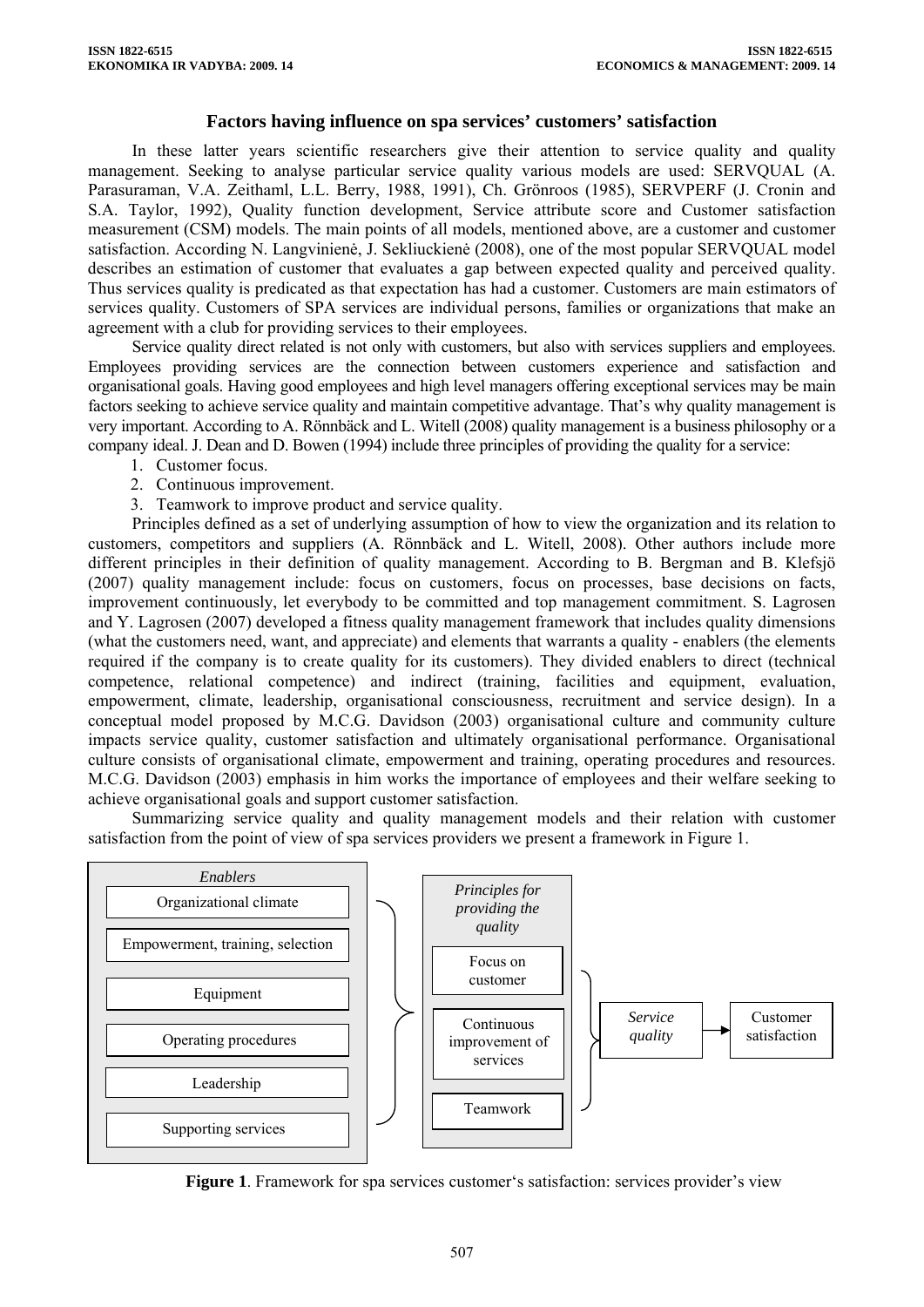## Factors having influence on spa services' customers' satisfaction

In these latter years scientific researchers give their attention to service quality and quality management. Seeking to analyse particular service quality various models are used: SERVQUAL (A. Parasuraman, V.A. Zeithaml, L.L. Berry, 1988, 1991), Ch. Grönroos (1985), SERVPERF (J. Cronin and S.A. Taylor, 1992), Quality function development, Service attribute score and Customer satisfaction measurement (CSM) models. The main points of all models, mentioned above, are a customer and customer satisfaction. According N. Langvinienė, J. Sekliuckienė (2008), one of the most popular SERVQUAL model describes an estimation of customer that evaluates a gap between expected quality and perceived quality. Thus services quality is predicated as that expectation has had a customer. Customers are main estimators of services quality. Customers of SPA services are individual persons, families or organizations that make an agreement with a club for providing services to their employees.

Service quality direct related is not only with customers, but also with services suppliers and employees. Employees providing services are the connection between customers experience and satisfaction and organisational goals. Having good employees and high level managers offering exceptional services may be main factors seeking to achieve service quality and maintain competitive advantage. That's why quality management is very important. According to A. Rönnbäck and L. Witell (2008) quality management is a business philosophy or a company ideal. J. Dean and D. Bowen (1994) include three principles of providing the quality for a service:

1. Customer focus.
2. Continuous improvement.
3. Teamwork to improve product and service quality.

Principles defined as a set of underlying assumption of how to view the organization and its relation to customers, competitors and suppliers (A. Rönnbäck and L. Witell, 2008). Other authors include more different principles in their definition of quality management. According to B. Bergman and B. Klefsjö (2007) quality management include: focus on customers, focus on processes, base decisions on facts, improvement continuously, let everybody to be committed and top management commitment. S. Lagrosen and Y. Lagrosen (2007) developed a fitness quality management framework that includes quality dimensions (what the customers need, want, and appreciate) and elements that warrants a quality - enablers (the elements required if the company is to create quality for its customers). They divided enablers to direct (technical competence, relational competence) and indirect (training, facilities and equipment, evaluation, empowerment, climate, leadership, organisational consciousness, recruitment and service design). In a conceptual model proposed by M.C.G. Davidson (2003) organisational culture and community culture impacts service quality, customer satisfaction and ultimately organisational performance. Organisational culture consists of organisational climate, empowerment and training, operating procedures and resources. M.C.G. Davidson (2003) emphasis in him works the importance of employees and their welfare seeking to achieve organisational goals and support customer satisfaction.

Summarizing service quality and quality management models and their relation with customer satisfaction from the point of view of spa services providers we present a framework in Figure 1.

*Enablers*: Organizational climate; Empowerment, training, selection; Equipment; Operating procedures; Leadership; Supporting services

*Principles for providing the quality*: Focus on customer; Continuous improvement of services; Teamwork

*Service quality* → Customer satisfaction

**Figure 1**. Framework for spa services customer's satisfaction: services provider's view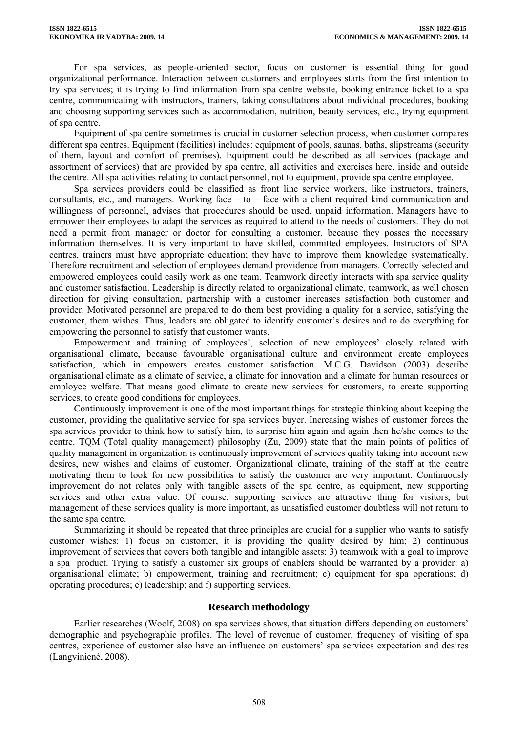For spa services, as people-oriented sector, focus on customer is essential thing for good organizational performance. Interaction between customers and employees starts from the first intention to try spa services; it is trying to find information from spa centre website, booking entrance ticket to a spa centre, communicating with instructors, trainers, taking consultations about individual procedures, booking and choosing supporting services such as accommodation, nutrition, beauty services, etc., trying equipment of spa centre.

Equipment of spa centre sometimes is crucial in customer selection process, when customer compares different spa centres. Equipment (facilities) includes: equipment of pools, saunas, baths, slipstreams (security of them, layout and comfort of premises). Equipment could be described as all services (package and assortment of services) that are provided by spa centre, all activities and exercises here, inside and outside the centre. All spa activities relating to contact personnel, not to equipment, provide spa centre employee.

Spa services providers could be classified as front line service workers, like instructors, trainers, consultants, etc., and managers. Working face – to – face with a client required kind communication and willingness of personnel, advises that procedures should be used, unpaid information. Managers have to empower their employees to adapt the services as required to attend to the needs of customers. They do not need a permit from manager or doctor for consulting a customer, because they posses the necessary information themselves. It is very important to have skilled, committed employees. Instructors of SPA centres, trainers must have appropriate education; they have to improve them knowledge systematically. Therefore recruitment and selection of employees demand providence from managers. Correctly selected and empowered employees could easily work as one team. Teamwork directly interacts with spa service quality and customer satisfaction. Leadership is directly related to organizational climate, teamwork, as well chosen direction for giving consultation, partnership with a customer increases satisfaction both customer and provider. Motivated personnel are prepared to do them best providing a quality for a service, satisfying the customer, them wishes. Thus, leaders are obligated to identify customer's desires and to do everything for empowering the personnel to satisfy that customer wants.

Empowerment and training of employees', selection of new employees' closely related with organisational climate, because favourable organisational culture and environment create employees satisfaction, which in empowers creates customer satisfaction. M.C.G. Davidson (2003) describe organisational climate as a climate of service, a climate for innovation and a climate for human resources or employee welfare. That means good climate to create new services for customers, to create supporting services, to create good conditions for employees.

Continuously improvement is one of the most important things for strategic thinking about keeping the customer, providing the qualitative service for spa services buyer. Increasing wishes of customer forces the spa services provider to think how to satisfy him, to surprise him again and again then he/she comes to the centre. TQM (Total quality management) philosophy (Zu, 2009) state that the main points of politics of quality management in organization is continuously improvement of services quality taking into account new desires, new wishes and claims of customer. Organizational climate, training of the staff at the centre motivating them to look for new possibilities to satisfy the customer are very important. Continuously improvement do not relates only with tangible assets of the spa centre, as equipment, new supporting services and other extra value. Of course, supporting services are attractive thing for visitors, but management of these services quality is more important, as unsatisfied customer doubtless will not return to the same spa centre.

Summarizing it should be repeated that three principles are crucial for a supplier who wants to satisfy customer wishes: 1) focus on customer, it is providing the quality desired by him; 2) continuous improvement of services that covers both tangible and intangible assets; 3) teamwork with a goal to improve a spa product. Trying to satisfy a customer six groups of enablers should be warranted by a provider: a) organisational climate; b) empowerment, training and recruitment; c) equipment for spa operations; d) operating procedures; e) leadership; and f) supporting services.

## Research methodology

Earlier researches (Woolf, 2008) on spa services shows, that situation differs depending on customers' demographic and psychographic profiles. The level of revenue of customer, frequency of visiting of spa centres, experience of customer also have an influence on customers' spa services expectation and desires (Langvinienė, 2008).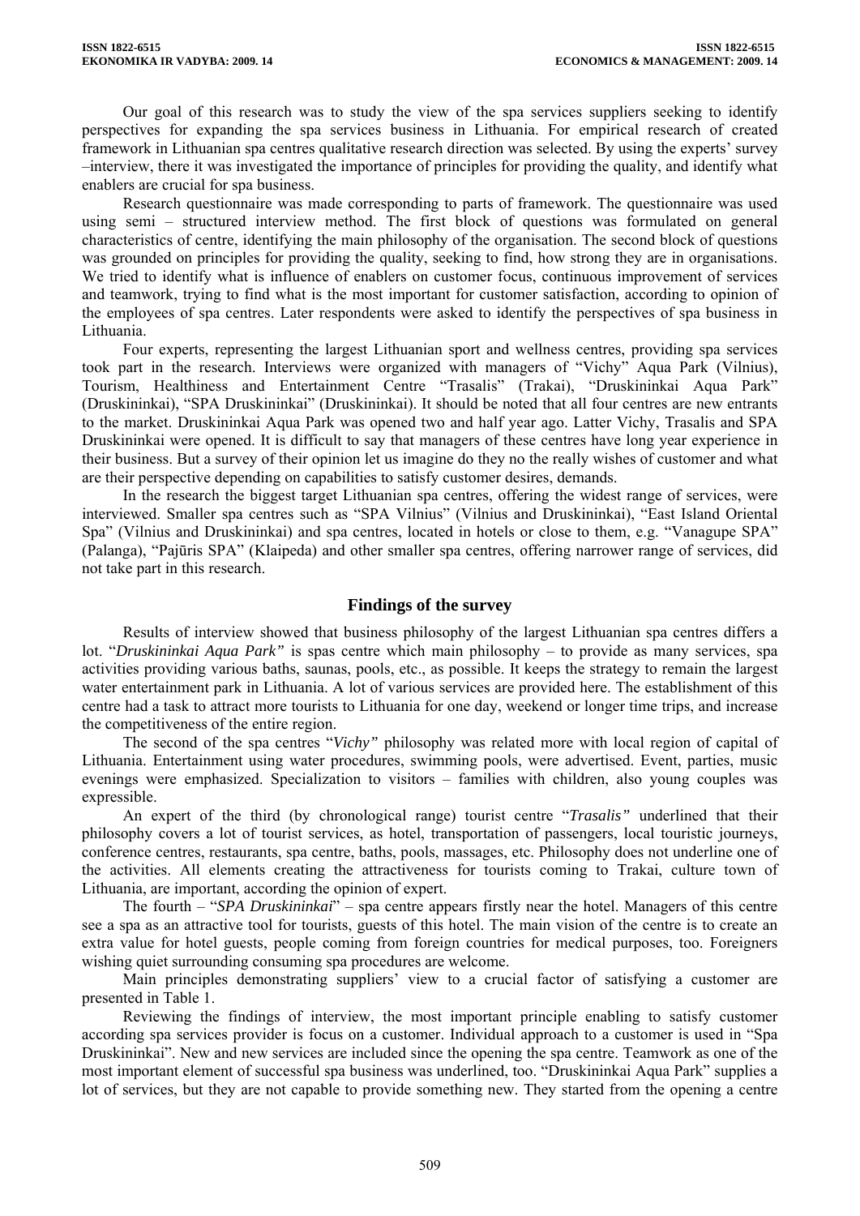Our goal of this research was to study the view of the spa services suppliers seeking to identify perspectives for expanding the spa services business in Lithuania. For empirical research of created framework in Lithuanian spa centres qualitative research direction was selected. By using the experts' survey –interview, there it was investigated the importance of principles for providing the quality, and identify what enablers are crucial for spa business.

Research questionnaire was made corresponding to parts of framework. The questionnaire was used using semi – structured interview method. The first block of questions was formulated on general characteristics of centre, identifying the main philosophy of the organisation. The second block of questions was grounded on principles for providing the quality, seeking to find, how strong they are in organisations. We tried to identify what is influence of enablers on customer focus, continuous improvement of services and teamwork, trying to find what is the most important for customer satisfaction, according to opinion of the employees of spa centres. Later respondents were asked to identify the perspectives of spa business in Lithuania.

Four experts, representing the largest Lithuanian sport and wellness centres, providing spa services took part in the research. Interviews were organized with managers of "Vichy" Aqua Park (Vilnius), Tourism, Healthiness and Entertainment Centre "Trasalis" (Trakai), "Druskininkai Aqua Park" (Druskininkai), "SPA Druskininkai" (Druskininkai). It should be noted that all four centres are new entrants to the market. Druskininkai Aqua Park was opened two and half year ago. Latter Vichy, Trasalis and SPA Druskininkai were opened. It is difficult to say that managers of these centres have long year experience in their business. But a survey of their opinion let us imagine do they no the really wishes of customer and what are their perspective depending on capabilities to satisfy customer desires, demands.

In the research the biggest target Lithuanian spa centres, offering the widest range of services, were interviewed. Smaller spa centres such as "SPA Vilnius" (Vilnius and Druskininkai), "East Island Oriental Spa" (Vilnius and Druskininkai) and spa centres, located in hotels or close to them, e.g. "Vanagupe SPA" (Palanga), "Pajūris SPA" (Klaipeda) and other smaller spa centres, offering narrower range of services, did not take part in this research.

## Findings of the survey

Results of interview showed that business philosophy of the largest Lithuanian spa centres differs a lot. "*Druskininkai Aqua Park"* is spas centre which main philosophy – to provide as many services, spa activities providing various baths, saunas, pools, etc., as possible. It keeps the strategy to remain the largest water entertainment park in Lithuania. A lot of various services are provided here. The establishment of this centre had a task to attract more tourists to Lithuania for one day, weekend or longer time trips, and increase the competitiveness of the entire region.

The second of the spa centres "*Vichy"* philosophy was related more with local region of capital of Lithuania. Entertainment using water procedures, swimming pools, were advertised. Event, parties, music evenings were emphasized. Specialization to visitors – families with children, also young couples was expressible.

An expert of the third (by chronological range) tourist centre "*Trasalis"* underlined that their philosophy covers a lot of tourist services, as hotel, transportation of passengers, local touristic journeys, conference centres, restaurants, spa centre, baths, pools, massages, etc. Philosophy does not underline one of the activities. All elements creating the attractiveness for tourists coming to Trakai, culture town of Lithuania, are important, according the opinion of expert.

The fourth – "*SPA Druskininkai*" – spa centre appears firstly near the hotel. Managers of this centre see a spa as an attractive tool for tourists, guests of this hotel. The main vision of the centre is to create an extra value for hotel guests, people coming from foreign countries for medical purposes, too. Foreigners wishing quiet surrounding consuming spa procedures are welcome.

Main principles demonstrating suppliers' view to a crucial factor of satisfying a customer are presented in Table 1.

Reviewing the findings of interview, the most important principle enabling to satisfy customer according spa services provider is focus on a customer. Individual approach to a customer is used in "Spa Druskininkai". New and new services are included since the opening the spa centre. Teamwork as one of the most important element of successful spa business was underlined, too. "Druskininkai Aqua Park" supplies a lot of services, but they are not capable to provide something new. They started from the opening a centre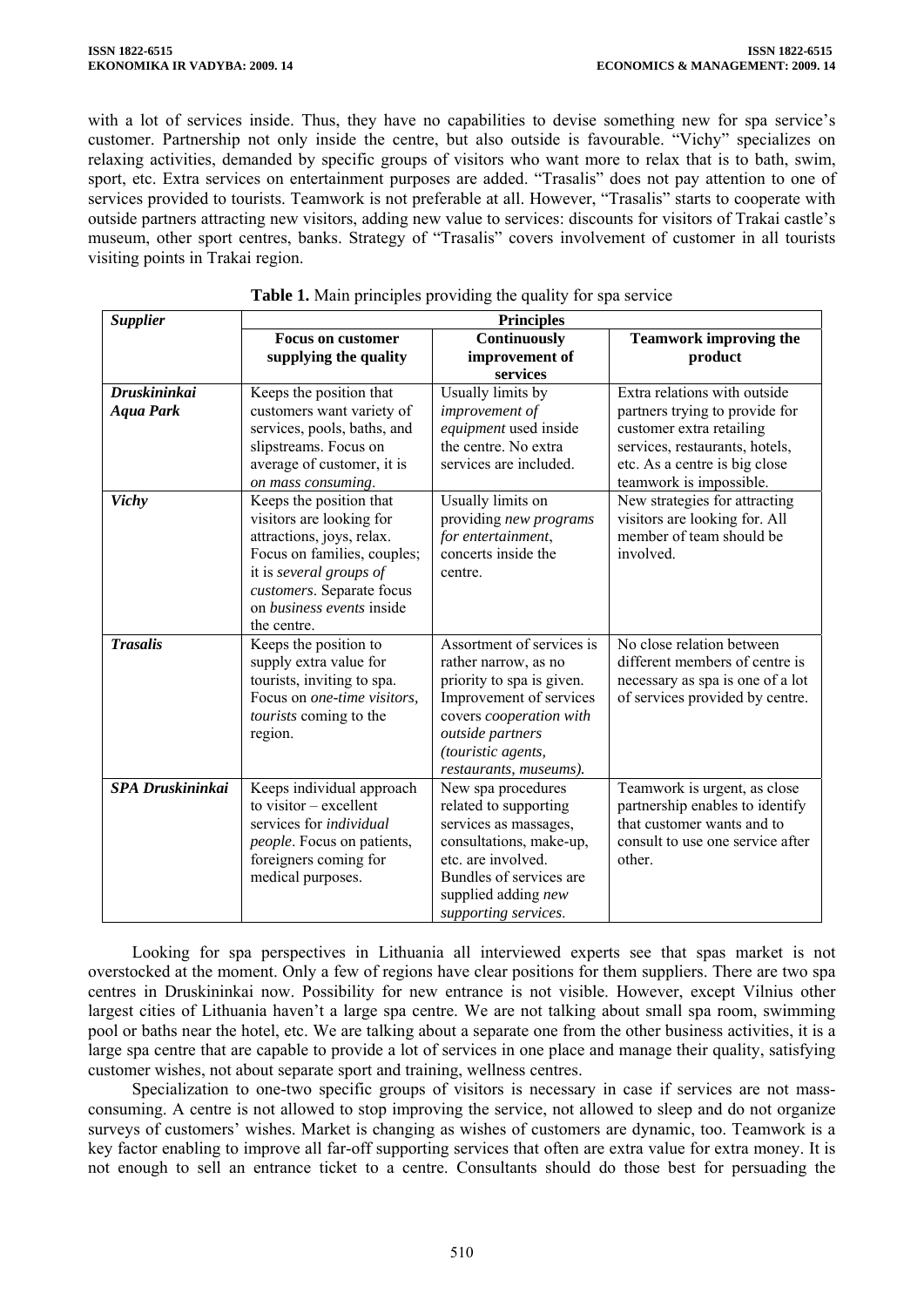with a lot of services inside. Thus, they have no capabilities to devise something new for spa service's customer. Partnership not only inside the centre, but also outside is favourable. "Vichy" specializes on relaxing activities, demanded by specific groups of visitors who want more to relax that is to bath, swim, sport, etc. Extra services on entertainment purposes are added. "Trasalis" does not pay attention to one of services provided to tourists. Teamwork is not preferable at all. However, "Trasalis" starts to cooperate with outside partners attracting new visitors, adding new value to services: discounts for visitors of Trakai castle's museum, other sport centres, banks. Strategy of "Trasalis" covers involvement of customer in all tourists visiting points in Trakai region.

**Table 1.** Main principles providing the quality for spa service

| ***Supplier*** | **Principles** | | |
|---|---|---|---|
| | **Focus on customer supplying the quality** | **Continuously improvement of services** | **Teamwork improving the product** |
| ***Druskininkai Aqua Park*** | Keeps the position that customers want variety of services, pools, baths, and slipstreams. Focus on average of customer, it is *on mass consuming*. | Usually limits by *improvement of equipment* used inside the centre. No extra services are included. | Extra relations with outside partners trying to provide for customer extra retailing services, restaurants, hotels, etc. As a centre is big close teamwork is impossible. |
| ***Vichy*** | Keeps the position that visitors are looking for attractions, joys, relax. Focus on families, couples; it is *several groups of customers*. Separate focus on *business events* inside the centre. | Usually limits on providing *new programs for entertainment*, concerts inside the centre. | New strategies for attracting visitors are looking for. All member of team should be involved. |
| ***Trasalis*** | Keeps the position to supply extra value for tourists, inviting to spa. Focus on *one-time visitors, tourists* coming to the region. | Assortment of services is rather narrow, as no priority to spa is given. Improvement of services covers *cooperation with outside partners (touristic agents, restaurants, museums).* | No close relation between different members of centre is necessary as spa is one of a lot of services provided by centre. |
| ***SPA Druskininkai*** | Keeps individual approach to visitor – excellent services for *individual people*. Focus on patients, foreigners coming for medical purposes. | New spa procedures related to supporting services as massages, consultations, make-up, etc. are involved. Bundles of services are supplied adding *new supporting services*. | Teamwork is urgent, as close partnership enables to identify that customer wants and to consult to use one service after other. |

Looking for spa perspectives in Lithuania all interviewed experts see that spas market is not overstocked at the moment. Only a few of regions have clear positions for them suppliers. There are two spa centres in Druskininkai now. Possibility for new entrance is not visible. However, except Vilnius other largest cities of Lithuania haven't a large spa centre. We are not talking about small spa room, swimming pool or baths near the hotel, etc. We are talking about a separate one from the other business activities, it is a large spa centre that are capable to provide a lot of services in one place and manage their quality, satisfying customer wishes, not about separate sport and training, wellness centres.

Specialization to one-two specific groups of visitors is necessary in case if services are not mass-consuming. A centre is not allowed to stop improving the service, not allowed to sleep and do not organize surveys of customers' wishes. Market is changing as wishes of customers are dynamic, too. Teamwork is a key factor enabling to improve all far-off supporting services that often are extra value for extra money. It is not enough to sell an entrance ticket to a centre. Consultants should do those best for persuading the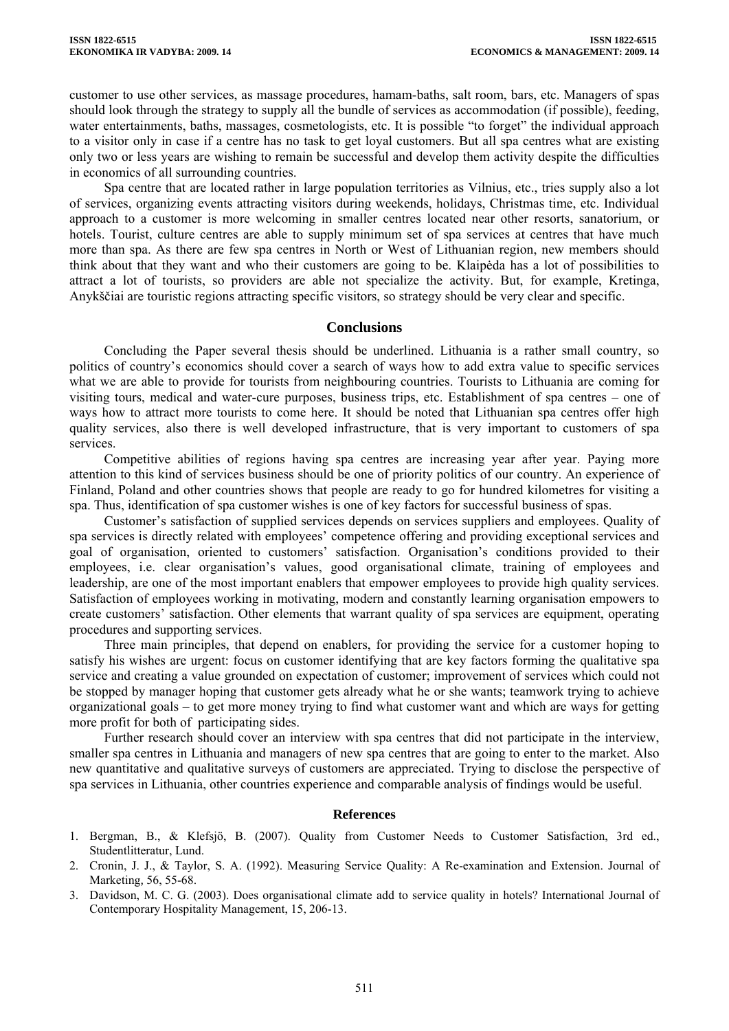customer to use other services, as massage procedures, hamam-baths, salt room, bars, etc. Managers of spas should look through the strategy to supply all the bundle of services as accommodation (if possible), feeding, water entertainments, baths, massages, cosmetologists, etc. It is possible "to forget" the individual approach to a visitor only in case if a centre has no task to get loyal customers. But all spa centres what are existing only two or less years are wishing to remain be successful and develop them activity despite the difficulties in economics of all surrounding countries.

Spa centre that are located rather in large population territories as Vilnius, etc., tries supply also a lot of services, organizing events attracting visitors during weekends, holidays, Christmas time, etc. Individual approach to a customer is more welcoming in smaller centres located near other resorts, sanatorium, or hotels. Tourist, culture centres are able to supply minimum set of spa services at centres that have much more than spa. As there are few spa centres in North or West of Lithuanian region, new members should think about that they want and who their customers are going to be. Klaipėda has a lot of possibilities to attract a lot of tourists, so providers are able not specialize the activity. But, for example, Kretinga, Anykščiai are touristic regions attracting specific visitors, so strategy should be very clear and specific.

## Conclusions

Concluding the Paper several thesis should be underlined. Lithuania is a rather small country, so politics of country's economics should cover a search of ways how to add extra value to specific services what we are able to provide for tourists from neighbouring countries. Tourists to Lithuania are coming for visiting tours, medical and water-cure purposes, business trips, etc. Establishment of spa centres – one of ways how to attract more tourists to come here. It should be noted that Lithuanian spa centres offer high quality services, also there is well developed infrastructure, that is very important to customers of spa services.

Competitive abilities of regions having spa centres are increasing year after year. Paying more attention to this kind of services business should be one of priority politics of our country. An experience of Finland, Poland and other countries shows that people are ready to go for hundred kilometres for visiting a spa. Thus, identification of spa customer wishes is one of key factors for successful business of spas.

Customer's satisfaction of supplied services depends on services suppliers and employees. Quality of spa services is directly related with employees' competence offering and providing exceptional services and goal of organisation, oriented to customers' satisfaction. Organisation's conditions provided to their employees, i.e. clear organisation's values, good organisational climate, training of employees and leadership, are one of the most important enablers that empower employees to provide high quality services. Satisfaction of employees working in motivating, modern and constantly learning organisation empowers to create customers' satisfaction. Other elements that warrant quality of spa services are equipment, operating procedures and supporting services.

Three main principles, that depend on enablers, for providing the service for a customer hoping to satisfy his wishes are urgent: focus on customer identifying that are key factors forming the qualitative spa service and creating a value grounded on expectation of customer; improvement of services which could not be stopped by manager hoping that customer gets already what he or she wants; teamwork trying to achieve organizational goals – to get more money trying to find what customer want and which are ways for getting more profit for both of participating sides.

Further research should cover an interview with spa centres that did not participate in the interview, smaller spa centres in Lithuania and managers of new spa centres that are going to enter to the market. Also new quantitative and qualitative surveys of customers are appreciated. Trying to disclose the perspective of spa services in Lithuania, other countries experience and comparable analysis of findings would be useful.

## References

1. Bergman, B., & Klefsjö, B. (2007). Quality from Customer Needs to Customer Satisfaction, 3rd ed., Studentlitteratur, Lund.
2. Cronin, J. J., & Taylor, S. A. (1992). Measuring Service Quality: A Re-examination and Extension. Journal of Marketing, 56, 55-68.
3. Davidson, M. C. G. (2003). Does organisational climate add to service quality in hotels? International Journal of Contemporary Hospitality Management, 15, 206-13.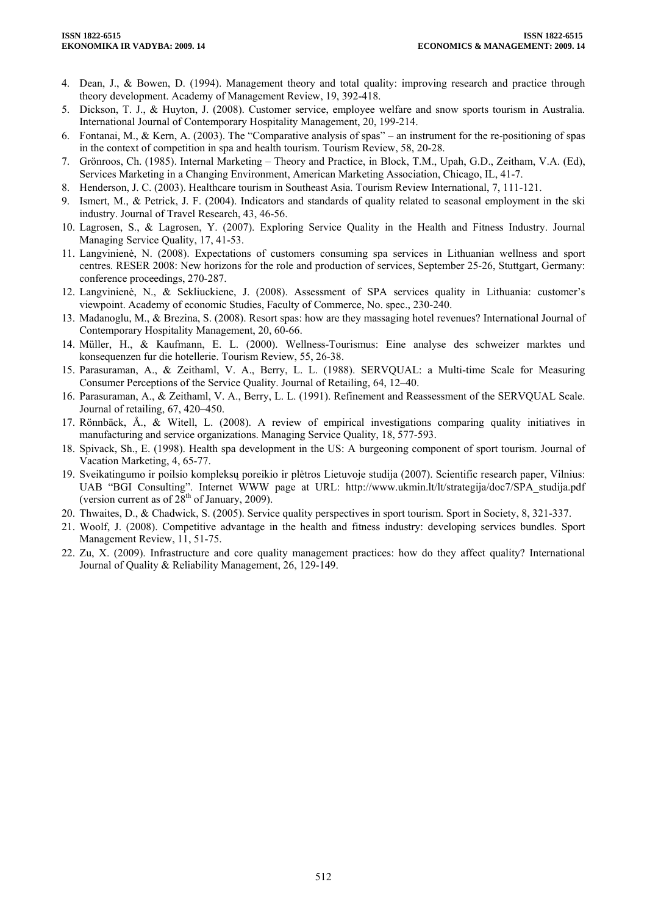4. Dean, J., & Bowen, D. (1994). Management theory and total quality: improving research and practice through theory development. Academy of Management Review, 19, 392-418.
5. Dickson, T. J., & Huyton, J. (2008). Customer service, employee welfare and snow sports tourism in Australia. International Journal of Contemporary Hospitality Management, 20, 199-214.
6. Fontanai, M., & Kern, A. (2003). The "Comparative analysis of spas" – an instrument for the re-positioning of spas in the context of competition in spa and health tourism. Tourism Review, 58, 20-28.
7. Grönroos, Ch. (1985). Internal Marketing – Theory and Practice, in Block, T.M., Upah, G.D., Zeitham, V.A. (Ed), Services Marketing in a Changing Environment, American Marketing Association, Chicago, IL, 41-7.
8. Henderson, J. C. (2003). Healthcare tourism in Southeast Asia. Tourism Review International, 7, 111-121.
9. Ismert, M., & Petrick, J. F. (2004). Indicators and standards of quality related to seasonal employment in the ski industry. Journal of Travel Research, 43, 46-56.
10. Lagrosen, S., & Lagrosen, Y. (2007). Exploring Service Quality in the Health and Fitness Industry. Journal Managing Service Quality, 17, 41-53.
11. Langvinienė, N. (2008). Expectations of customers consuming spa services in Lithuanian wellness and sport centres. RESER 2008: New horizons for the role and production of services, September 25-26, Stuttgart, Germany: conference proceedings, 270-287.
12. Langvinienė, N., & Sekliuckiene, J. (2008). Assessment of SPA services quality in Lithuania: customer's viewpoint. Academy of economic Studies, Faculty of Commerce, No. spec., 230-240.
13. Madanoglu, M., & Brezina, S. (2008). Resort spas: how are they massaging hotel revenues? International Journal of Contemporary Hospitality Management, 20, 60-66.
14. Müller, H., & Kaufmann, E. L. (2000). Wellness-Tourismus: Eine analyse des schweizer marktes und konsequenzen fur die hotellerie. Tourism Review, 55, 26-38.
15. Parasuraman, A., & Zeithaml, V. A., Berry, L. L. (1988). SERVQUAL: a Multi-time Scale for Measuring Consumer Perceptions of the Service Quality. Journal of Retailing, 64, 12–40.
16. Parasuraman, A., & Zeithaml, V. A., Berry, L. L. (1991). Refinement and Reassessment of the SERVQUAL Scale. Journal of retailing, 67, 420–450.
17. Rönnbäck, Å., & Witell, L. (2008). A review of empirical investigations comparing quality initiatives in manufacturing and service organizations. Managing Service Quality, 18, 577-593.
18. Spivack, Sh., E. (1998). Health spa development in the US: A burgeoning component of sport tourism. Journal of Vacation Marketing, 4, 65-77.
19. Sveikatingumo ir poilsio kompleksų poreikio ir plėtros Lietuvoje studija (2007). Scientific research paper, Vilnius: UAB "BGI Consulting". Internet WWW page at URL: http://www.ukmin.lt/lt/strategija/doc7/SPA_studija.pdf (version current as of 28th of January, 2009).
20. Thwaites, D., & Chadwick, S. (2005). Service quality perspectives in sport tourism. Sport in Society, 8, 321-337.
21. Woolf, J. (2008). Competitive advantage in the health and fitness industry: developing services bundles. Sport Management Review, 11, 51-75.
22. Zu, X. (2009). Infrastructure and core quality management practices: how do they affect quality? International Journal of Quality & Reliability Management, 26, 129-149.